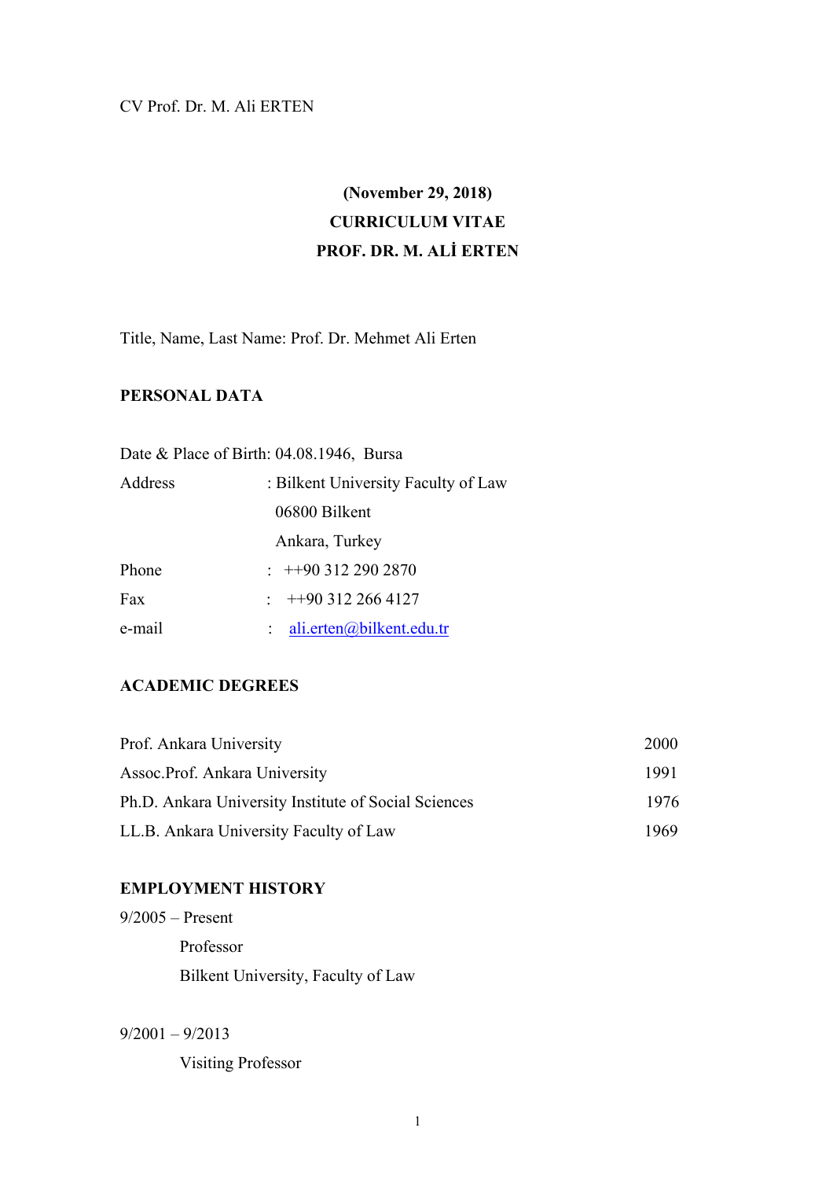CV Prof. Dr. M. Ali ERTEN

**(November 29, 2018)**

**CURRICULUM VITAE**

**PROF. DR. M. ALİ ERTEN**

Title, Name, Last Name: Prof. Dr. Mehmet Ali Erten

## PERSONAL DATA

| | |
|---|---|
| Date & Place of Birth: | 04.08.1946, Bursa |
| Address | : Bilkent University Faculty of Law<br>06800 Bilkent<br>Ankara, Turkey |
| Phone | : ++90 312 290 2870 |
| Fax | : ++90 312 266 4127 |
| e-mail | : ali.erten@bilkent.edu.tr |

## ACADEMIC DEGREES

| | |
|---|---|
| Prof. Ankara University | 2000 |
| Assoc.Prof. Ankara University | 1991 |
| Ph.D. Ankara University Institute of Social Sciences | 1976 |
| LL.B. Ankara University Faculty of Law | 1969 |

## EMPLOYMENT HISTORY

9/2005 – Present

Professor

Bilkent University, Faculty of Law

9/2001 – 9/2013

Visiting Professor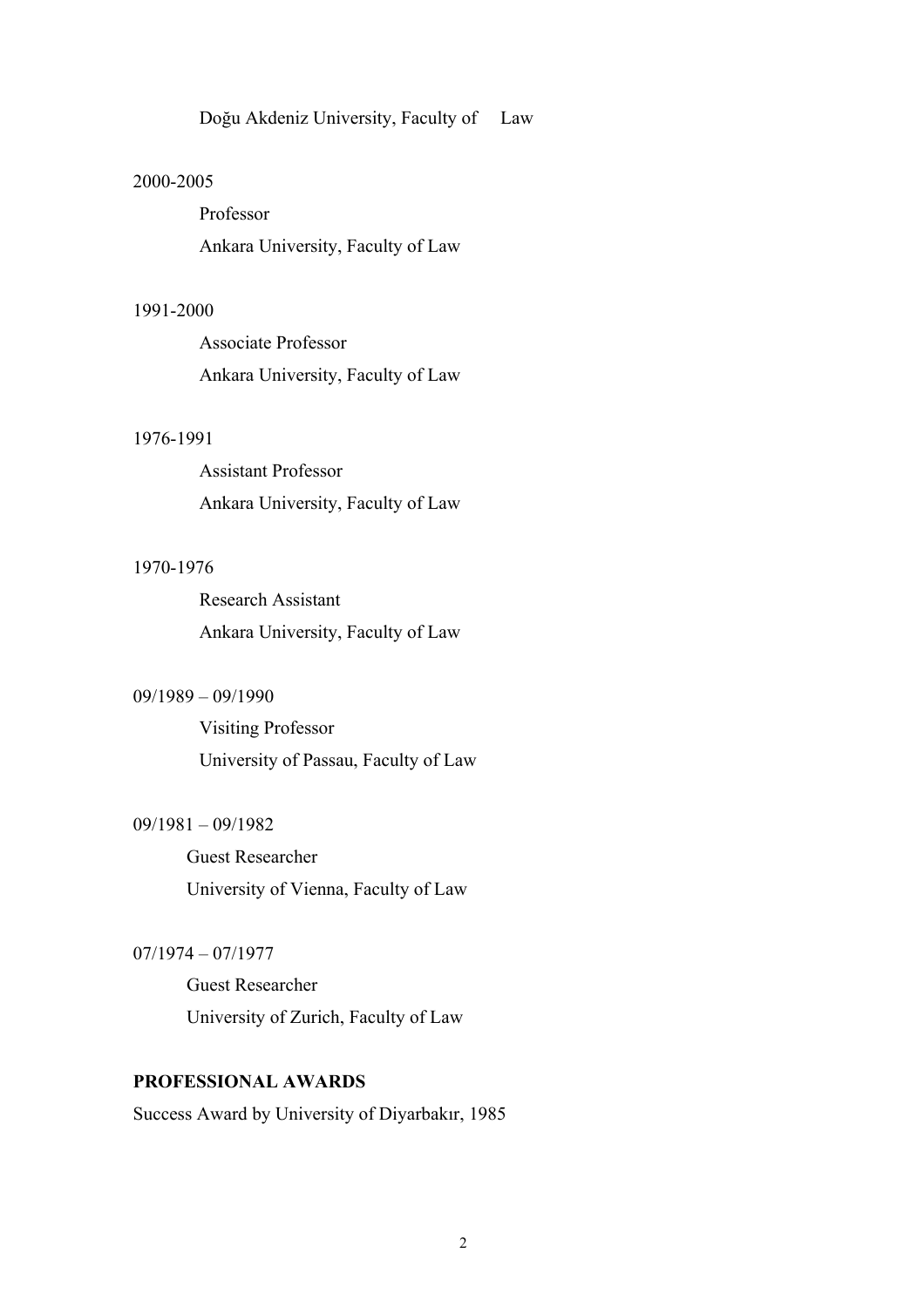Doğu Akdeniz University, Faculty of Law

2000-2005

Professor

Ankara University, Faculty of Law

1991-2000

Associate Professor

Ankara University, Faculty of Law

1976-1991

Assistant Professor

Ankara University, Faculty of Law

1970-1976

Research Assistant

Ankara University, Faculty of Law

09/1989 – 09/1990

Visiting Professor

University of Passau, Faculty of Law

09/1981 – 09/1982

Guest Researcher

University of Vienna, Faculty of Law

07/1974 – 07/1977

Guest Researcher

University of Zurich, Faculty of Law

**PROFESSIONAL AWARDS**

Success Award by University of Diyarbakır, 1985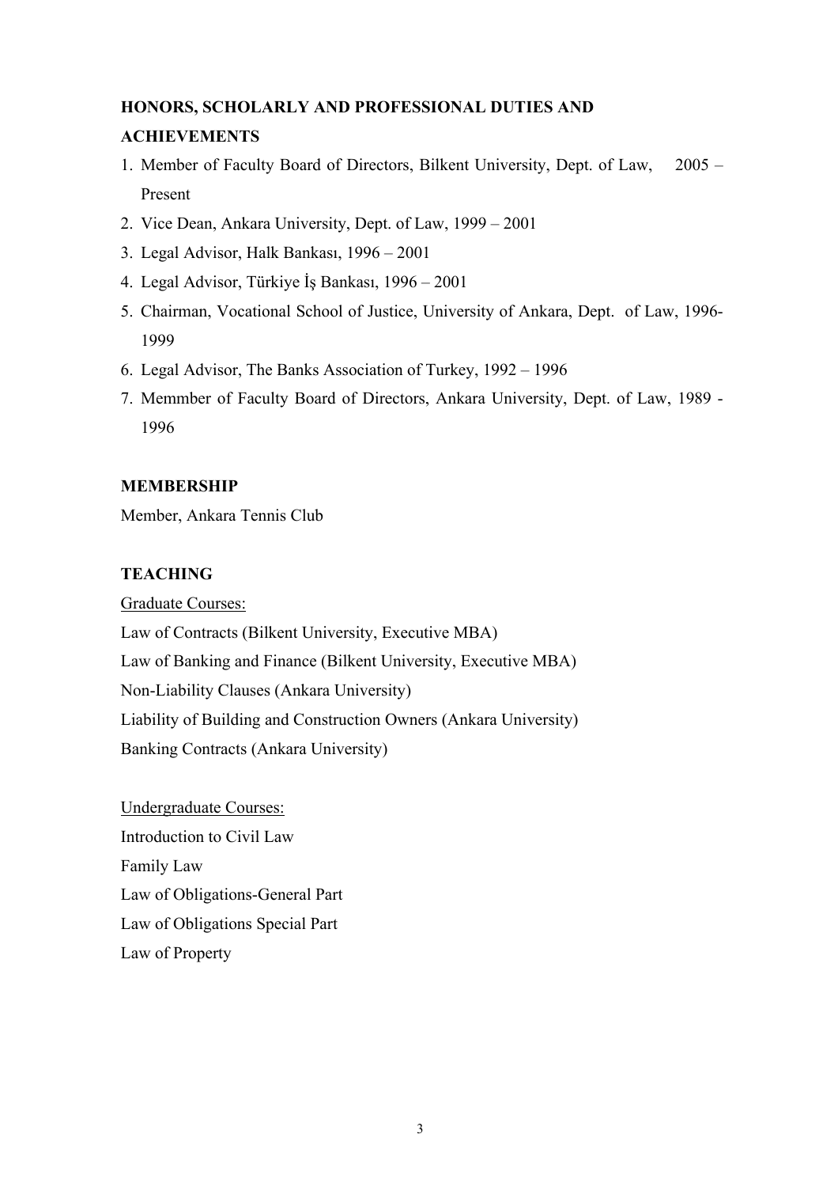**HONORS, SCHOLARLY AND PROFESSIONAL DUTIES AND ACHIEVEMENTS**

1. Member of Faculty Board of Directors, Bilkent University, Dept. of Law, 2005 – Present
2. Vice Dean, Ankara University, Dept. of Law, 1999 – 2001
3. Legal Advisor, Halk Bankası, 1996 – 2001
4. Legal Advisor, Türkiye İş Bankası, 1996 – 2001
5. Chairman, Vocational School of Justice, University of Ankara, Dept. of Law, 1996-1999
6. Legal Advisor, The Banks Association of Turkey, 1992 – 1996
7. Memmber of Faculty Board of Directors, Ankara University, Dept. of Law, 1989 - 1996

**MEMBERSHIP**

Member, Ankara Tennis Club

**TEACHING**

Graduate Courses:

Law of Contracts (Bilkent University, Executive MBA)
Law of Banking and Finance (Bilkent University, Executive MBA)
Non-Liability Clauses (Ankara University)
Liability of Building and Construction Owners (Ankara University)
Banking Contracts (Ankara University)

Undergraduate Courses:

Introduction to Civil Law
Family Law
Law of Obligations-General Part
Law of Obligations Special Part
Law of Property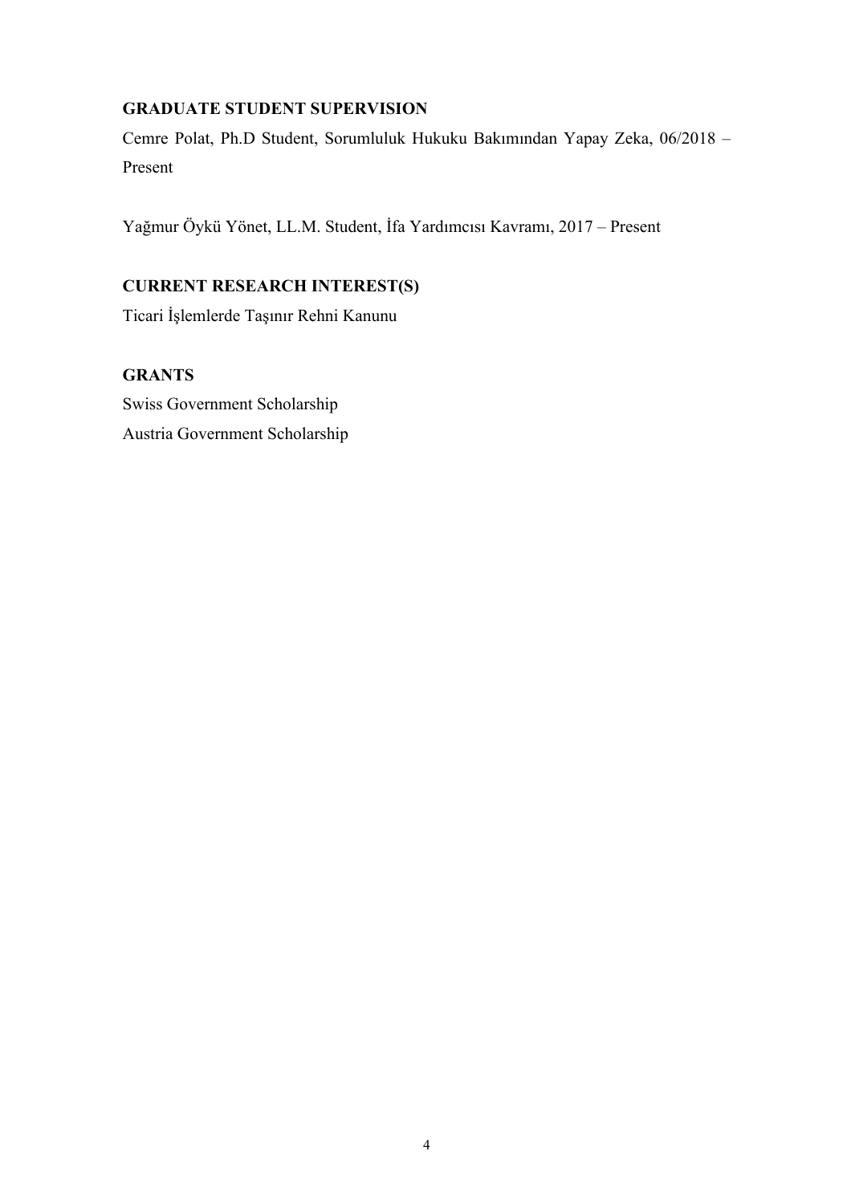**GRADUATE STUDENT SUPERVISION**

Cemre Polat, Ph.D Student, Sorumluluk Hukuku Bakımından Yapay Zeka, 06/2018 – Present

Yağmur Öykü Yönet, LL.M. Student, İfa Yardımcısı Kavramı, 2017 – Present

**CURRENT RESEARCH INTEREST(S)**

Ticari İşlemlerde Taşınır Rehni Kanunu

**GRANTS**

Swiss Government Scholarship
Austria Government Scholarship